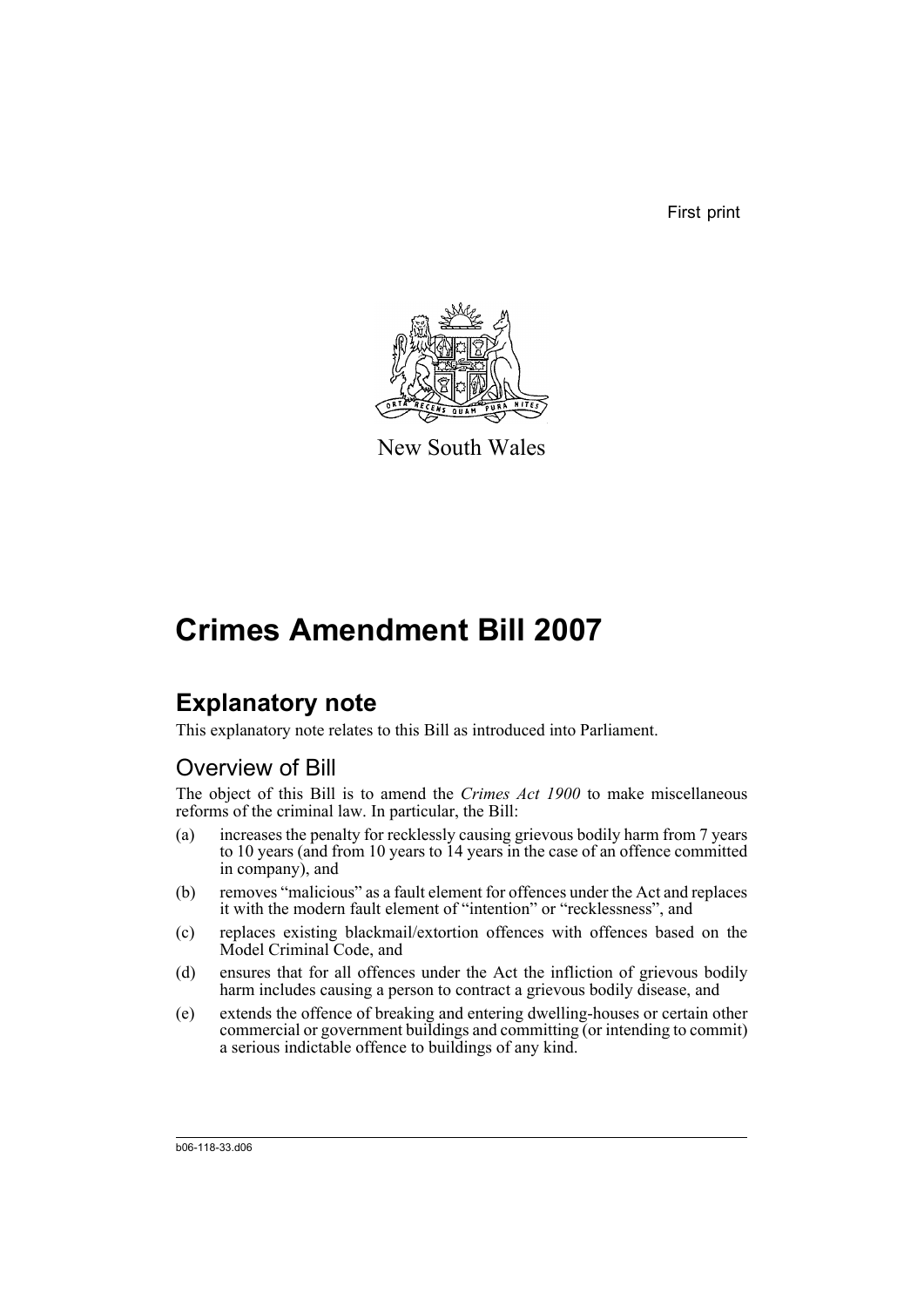First print

New South Wales

# Crimes Amendment Bill 2007

## Explanatory note

This explanatory note relates to this Bill as introduced into Parliament.

### Overview of Bill

The object of this Bill is to amend the *Crimes Act 1900* to make miscellaneous reforms of the criminal law. In particular, the Bill:

(a) increases the penalty for recklessly causing grievous bodily harm from 7 years to 10 years (and from 10 years to 14 years in the case of an offence committed in company), and

(b) removes "malicious" as a fault element for offences under the Act and replaces it with the modern fault element of "intention" or "recklessness", and

(c) replaces existing blackmail/extortion offences with offences based on the Model Criminal Code, and

(d) ensures that for all offences under the Act the infliction of grievous bodily harm includes causing a person to contract a grievous bodily disease, and

(e) extends the offence of breaking and entering dwelling-houses or certain other commercial or government buildings and committing (or intending to commit) a serious indictable offence to buildings of any kind.

b06-118-33.d06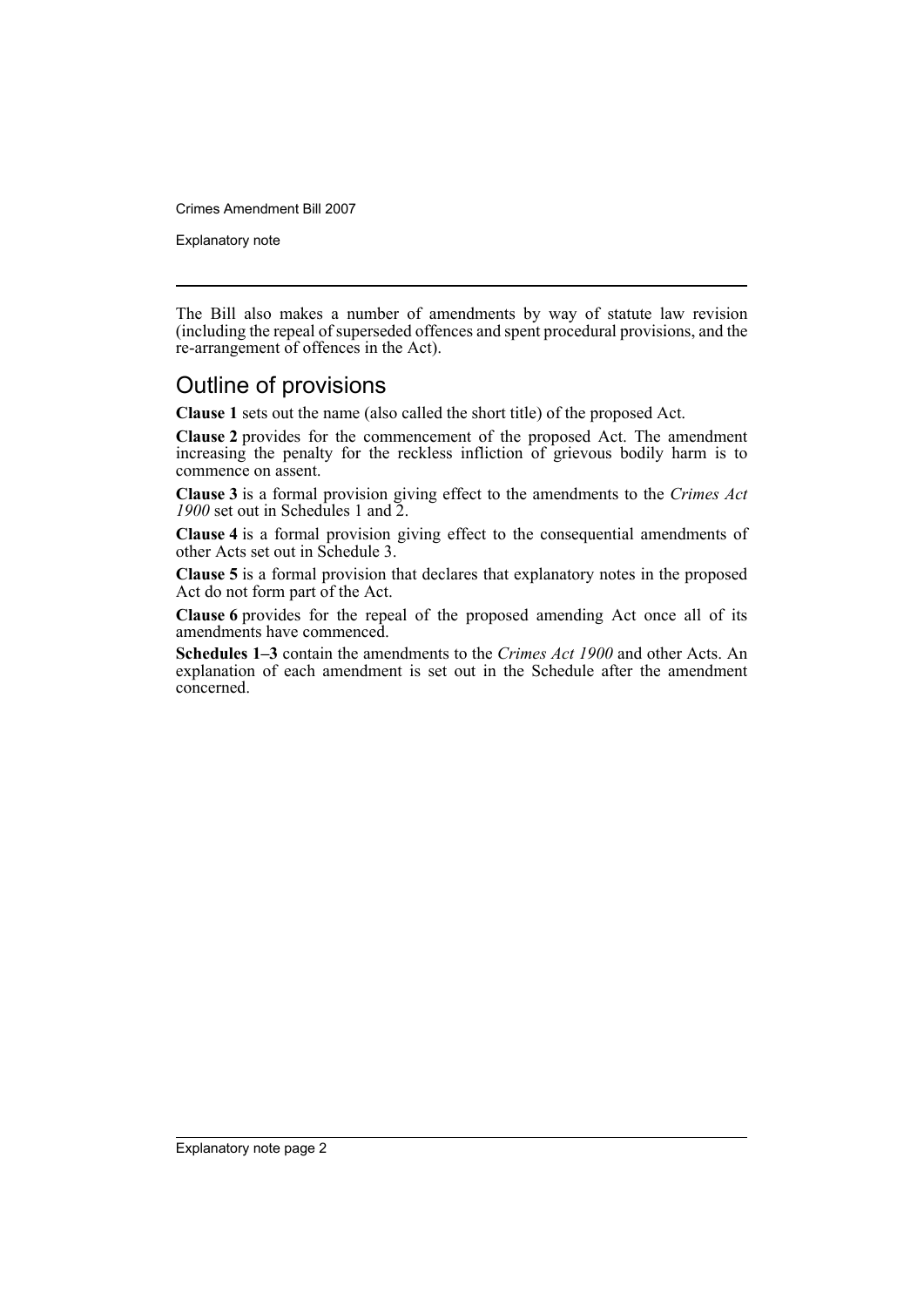The Bill also makes a number of amendments by way of statute law revision (including the repeal of superseded offences and spent procedural provisions, and the re-arrangement of offences in the Act).

## Outline of provisions

**Clause 1** sets out the name (also called the short title) of the proposed Act.

**Clause 2** provides for the commencement of the proposed Act. The amendment increasing the penalty for the reckless infliction of grievous bodily harm is to commence on assent.

**Clause 3** is a formal provision giving effect to the amendments to the *Crimes Act 1900* set out in Schedules 1 and 2.

**Clause 4** is a formal provision giving effect to the consequential amendments of other Acts set out in Schedule 3.

**Clause 5** is a formal provision that declares that explanatory notes in the proposed Act do not form part of the Act.

**Clause 6** provides for the repeal of the proposed amending Act once all of its amendments have commenced.

**Schedules 1–3** contain the amendments to the *Crimes Act 1900* and other Acts. An explanation of each amendment is set out in the Schedule after the amendment concerned.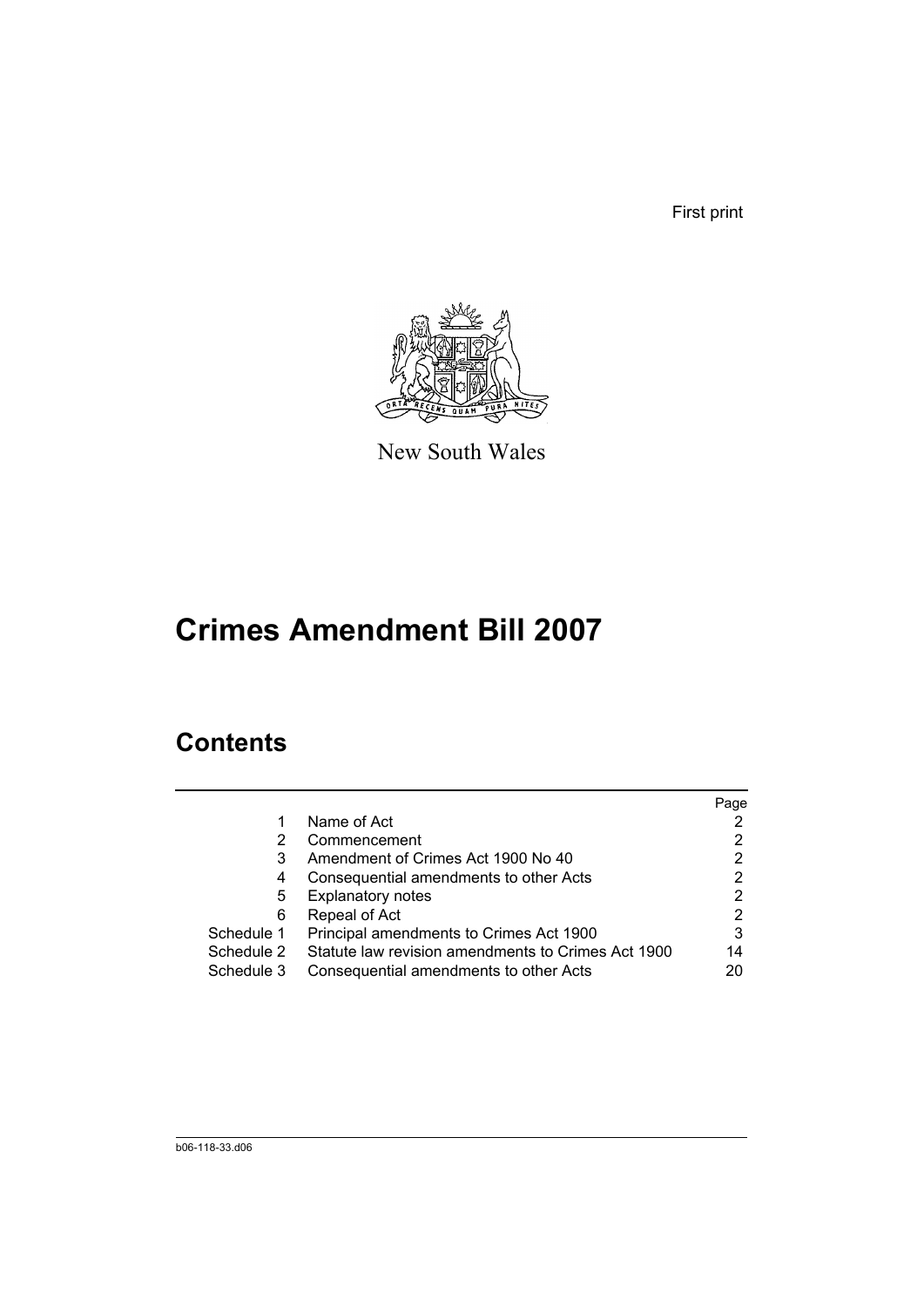First print

New South Wales

# Crimes Amendment Bill 2007

## Contents

| | | Page |
|---|---|---|
| 1 | Name of Act | 2 |
| 2 | Commencement | 2 |
| 3 | Amendment of Crimes Act 1900 No 40 | 2 |
| 4 | Consequential amendments to other Acts | 2 |
| 5 | Explanatory notes | 2 |
| 6 | Repeal of Act | 2 |
| Schedule 1 | Principal amendments to Crimes Act 1900 | 3 |
| Schedule 2 | Statute law revision amendments to Crimes Act 1900 | 14 |
| Schedule 3 | Consequential amendments to other Acts | 20 |

b06-118-33.d06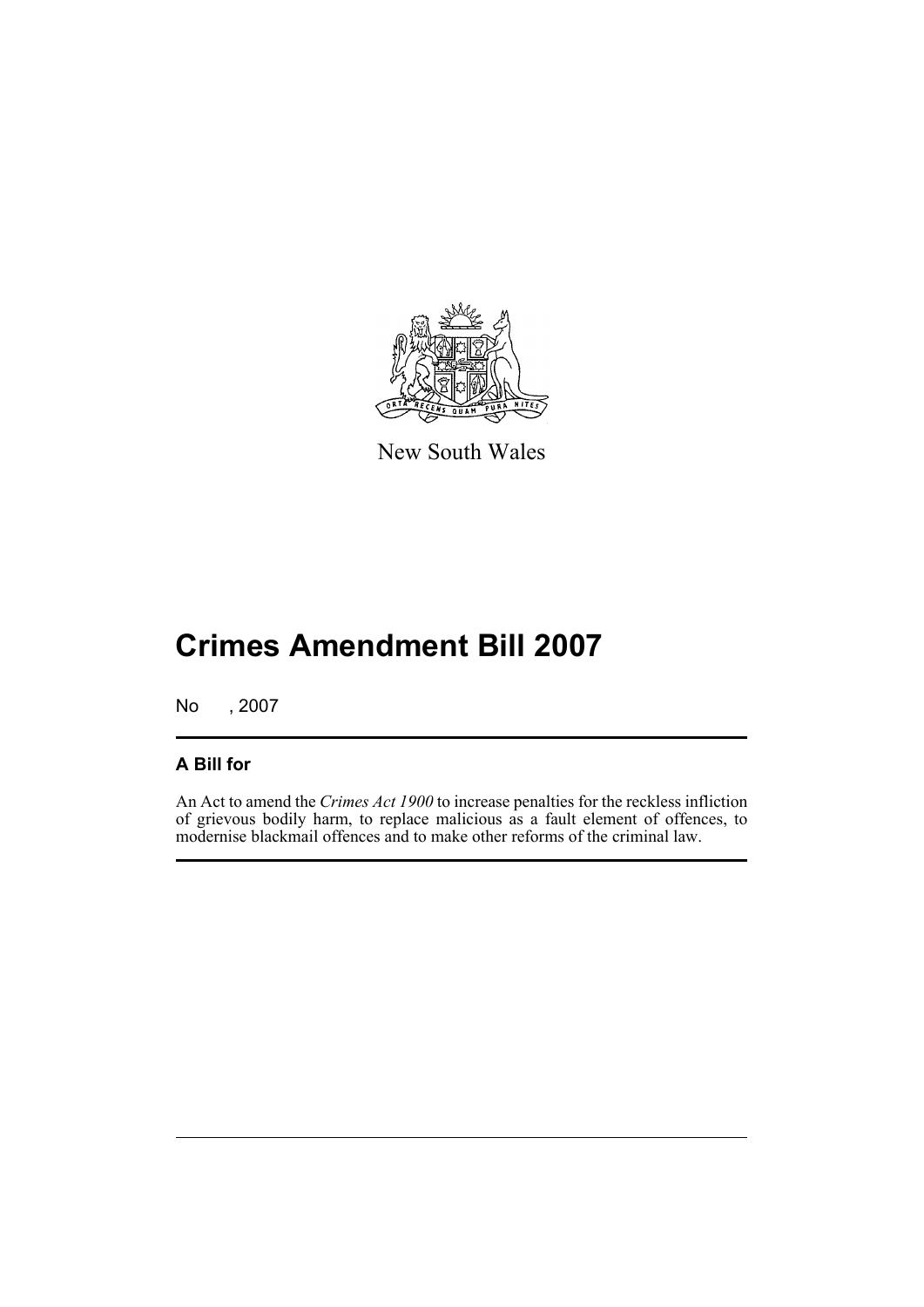New South Wales

# Crimes Amendment Bill 2007

No , 2007

## A Bill for

An Act to amend the *Crimes Act 1900* to increase penalties for the reckless infliction of grievous bodily harm, to replace malicious as a fault element of offences, to modernise blackmail offences and to make other reforms of the criminal law.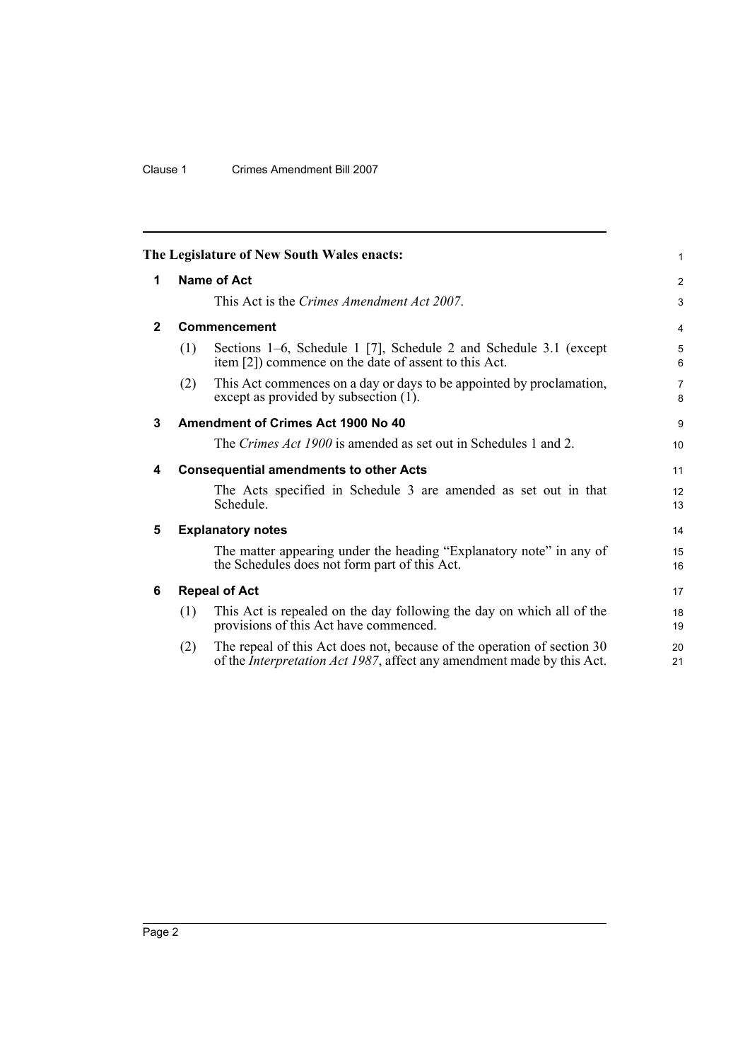**The Legislature of New South Wales enacts:**

## 1 Name of Act

This Act is the *Crimes Amendment Act 2007*.

## 2 Commencement

(1) Sections 1–6, Schedule 1 [7], Schedule 2 and Schedule 3.1 (except item [2]) commence on the date of assent to this Act.

(2) This Act commences on a day or days to be appointed by proclamation, except as provided by subsection (1).

## 3 Amendment of Crimes Act 1900 No 40

The *Crimes Act 1900* is amended as set out in Schedules 1 and 2.

## 4 Consequential amendments to other Acts

The Acts specified in Schedule 3 are amended as set out in that Schedule.

## 5 Explanatory notes

The matter appearing under the heading "Explanatory note" in any of the Schedules does not form part of this Act.

## 6 Repeal of Act

(1) This Act is repealed on the day following the day on which all of the provisions of this Act have commenced.

(2) The repeal of this Act does not, because of the operation of section 30 of the *Interpretation Act 1987*, affect any amendment made by this Act.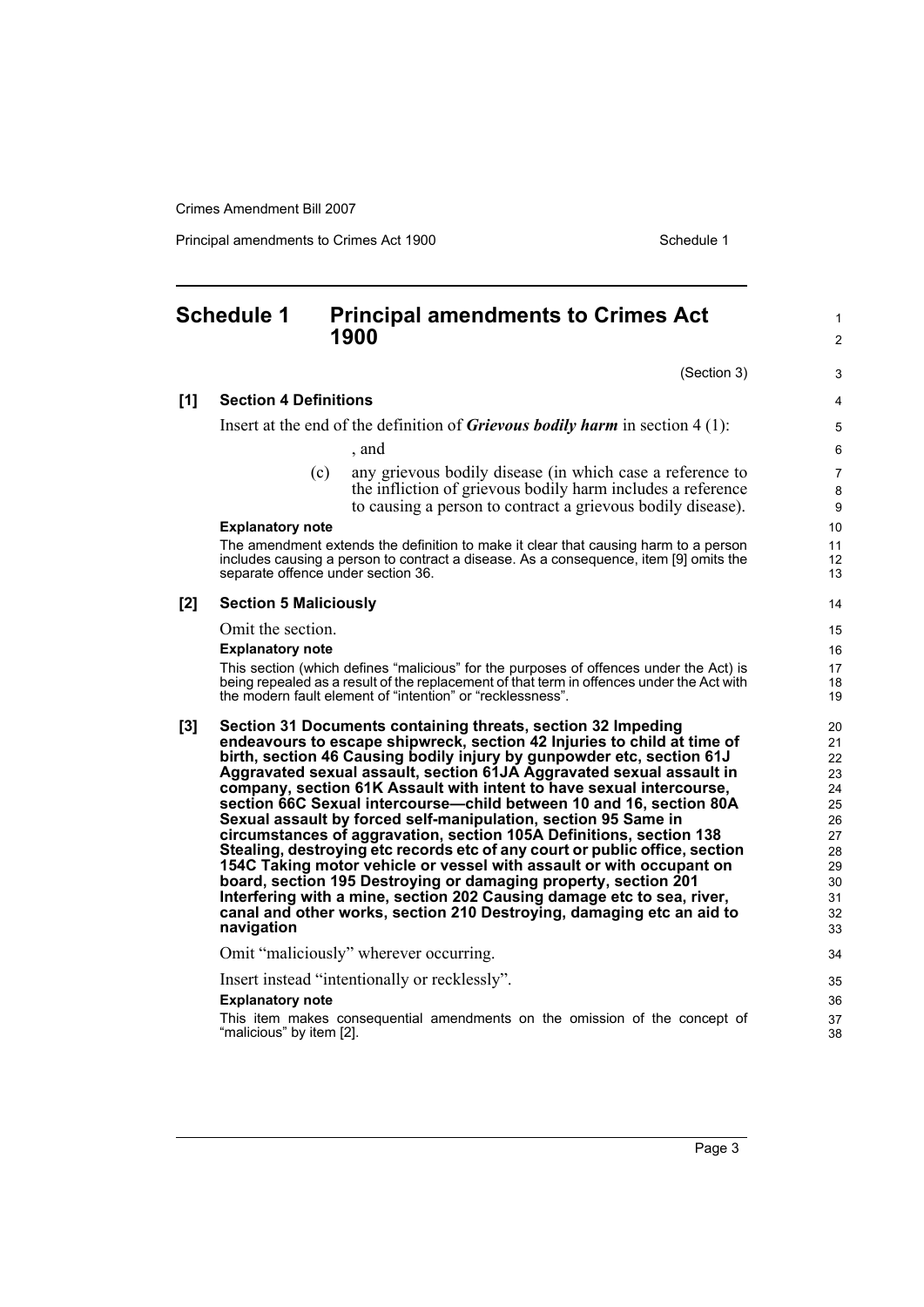## Schedule 1 Principal amendments to Crimes Act 1900

(Section 3)

### [1] Section 4 Definitions

Insert at the end of the definition of ***Grievous bodily harm*** in section 4 (1):

, and

(c) any grievous bodily disease (in which case a reference to the infliction of grievous bodily harm includes a reference to causing a person to contract a grievous bodily disease).

**Explanatory note**

The amendment extends the definition to make it clear that causing harm to a person includes causing a person to contract a disease. As a consequence, item [9] omits the separate offence under section 36.

### [2] Section 5 Maliciously

Omit the section.

**Explanatory note**

This section (which defines "malicious" for the purposes of offences under the Act) is being repealed as a result of the replacement of that term in offences under the Act with the modern fault element of "intention" or "recklessness".

### [3] Section 31 Documents containing threats, section 32 Impeding endeavours to escape shipwreck, section 42 Injuries to child at time of birth, section 46 Causing bodily injury by gunpowder etc, section 61J Aggravated sexual assault, section 61JA Aggravated sexual assault in company, section 61K Assault with intent to have sexual intercourse, section 66C Sexual intercourse—child between 10 and 16, section 80A Sexual assault by forced self-manipulation, section 95 Same in circumstances of aggravation, section 105A Definitions, section 138 Stealing, destroying etc records etc of any court or public office, section 154C Taking motor vehicle or vessel with assault or with occupant on board, section 195 Destroying or damaging property, section 201 Interfering with a mine, section 202 Causing damage etc to sea, river, canal and other works, section 210 Destroying, damaging etc an aid to navigation

Omit "maliciously" wherever occurring.

Insert instead "intentionally or recklessly".

**Explanatory note**

This item makes consequential amendments on the omission of the concept of "malicious" by item [2].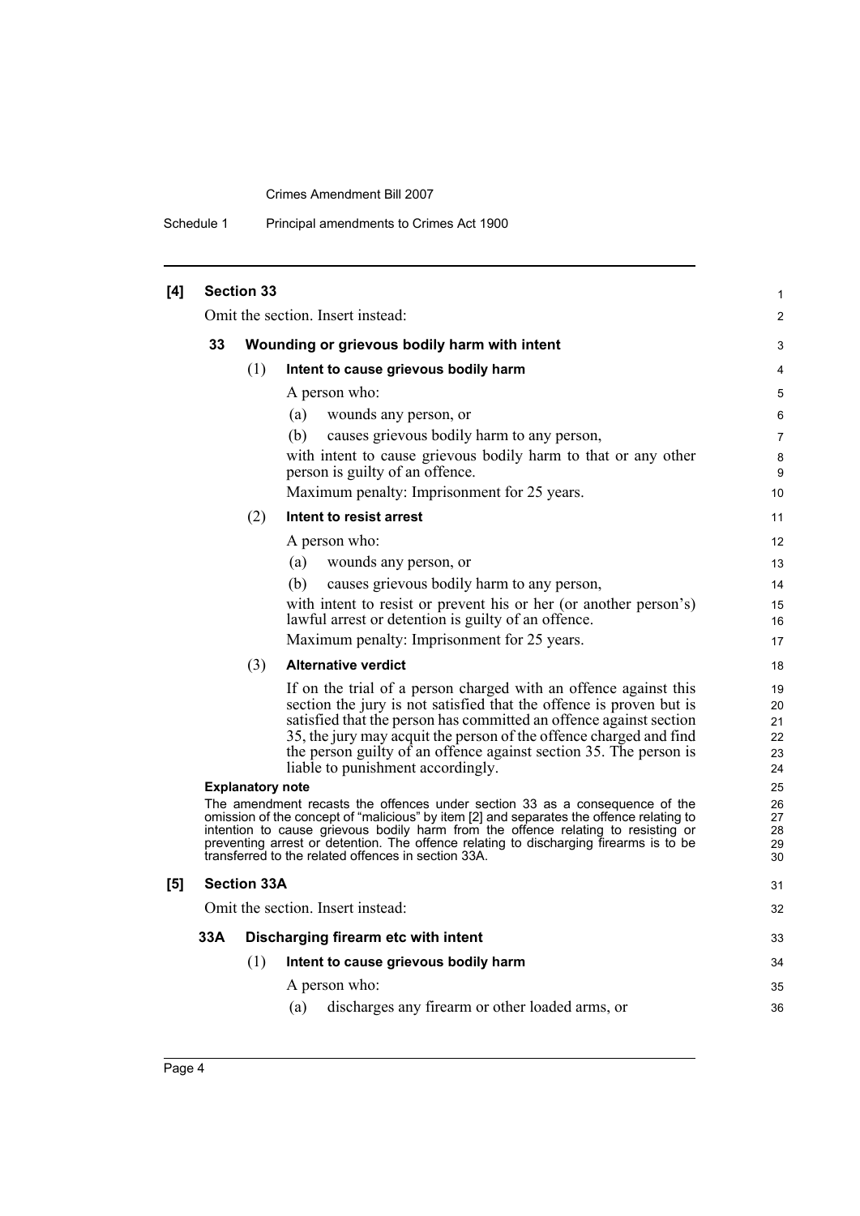**[4] Section 33**

Omit the section. Insert instead:

**33 Wounding or grievous bodily harm with intent**

(1) **Intent to cause grievous bodily harm**

A person who:

(a) wounds any person, or

(b) causes grievous bodily harm to any person,

with intent to cause grievous bodily harm to that or any other person is guilty of an offence.

Maximum penalty: Imprisonment for 25 years.

(2) **Intent to resist arrest**

A person who:

(a) wounds any person, or

(b) causes grievous bodily harm to any person,

with intent to resist or prevent his or her (or another person's) lawful arrest or detention is guilty of an offence.

Maximum penalty: Imprisonment for 25 years.

(3) **Alternative verdict**

If on the trial of a person charged with an offence against this section the jury is not satisfied that the offence is proven but is satisfied that the person has committed an offence against section 35, the jury may acquit the person of the offence charged and find the person guilty of an offence against section 35. The person is liable to punishment accordingly.

**Explanatory note**

The amendment recasts the offences under section 33 as a consequence of the omission of the concept of "malicious" by item [2] and separates the offence relating to intention to cause grievous bodily harm from the offence relating to resisting or preventing arrest or detention. The offence relating to discharging firearms is to be transferred to the related offences in section 33A.

**[5] Section 33A**

Omit the section. Insert instead:

**33A Discharging firearm etc with intent**

(1) **Intent to cause grievous bodily harm**

A person who:

(a) discharges any firearm or other loaded arms, or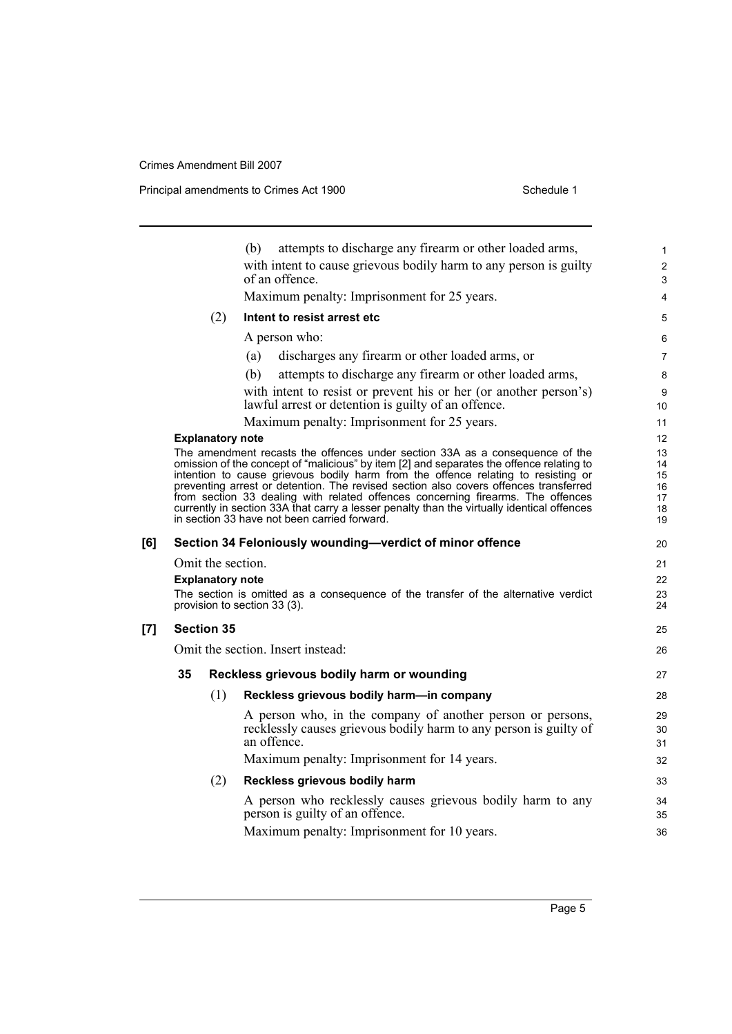(b) attempts to discharge any firearm or other loaded arms,

with intent to cause grievous bodily harm to any person is guilty of an offence.

Maximum penalty: Imprisonment for 25 years.

(2) **Intent to resist arrest etc**

A person who:

(a) discharges any firearm or other loaded arms, or

(b) attempts to discharge any firearm or other loaded arms,

with intent to resist or prevent his or her (or another person's) lawful arrest or detention is guilty of an offence.

Maximum penalty: Imprisonment for 25 years.

**Explanatory note**

The amendment recasts the offences under section 33A as a consequence of the omission of the concept of "malicious" by item [2] and separates the offence relating to intention to cause grievous bodily harm from the offence relating to resisting or preventing arrest or detention. The revised section also covers offences transferred from section 33 dealing with related offences concerning firearms. The offences currently in section 33A that carry a lesser penalty than the virtually identical offences in section 33 have not been carried forward.

**[6] Section 34 Feloniously wounding—verdict of minor offence**

Omit the section.

**Explanatory note**

The section is omitted as a consequence of the transfer of the alternative verdict provision to section 33 (3).

**[7] Section 35**

Omit the section. Insert instead:

**35 Reckless grievous bodily harm or wounding**

(1) **Reckless grievous bodily harm—in company**

A person who, in the company of another person or persons, recklessly causes grievous bodily harm to any person is guilty of an offence.

Maximum penalty: Imprisonment for 14 years.

(2) **Reckless grievous bodily harm**

A person who recklessly causes grievous bodily harm to any person is guilty of an offence.

Maximum penalty: Imprisonment for 10 years.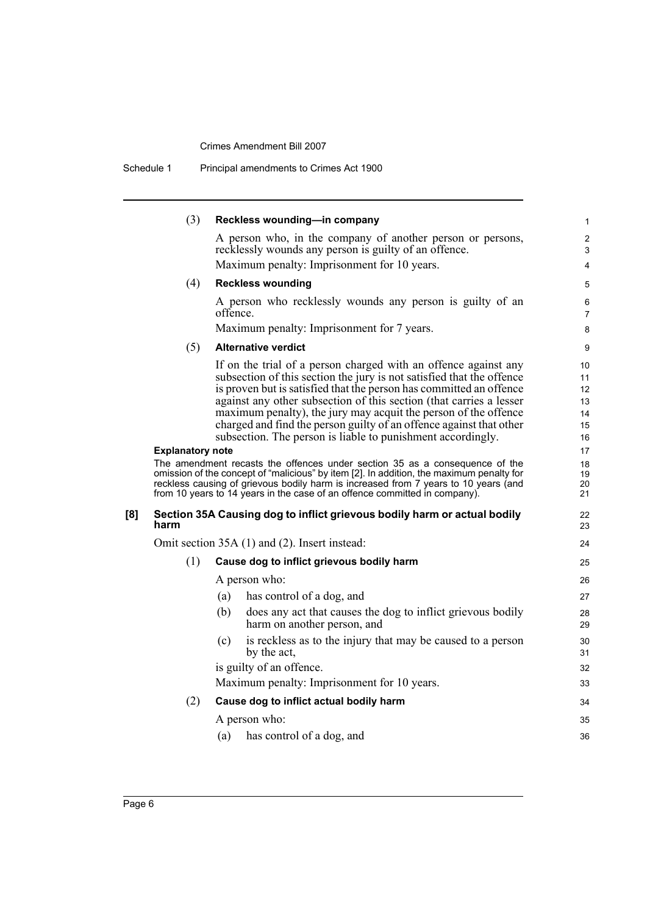(3) **Reckless wounding—in company**

A person who, in the company of another person or persons, recklessly wounds any person is guilty of an offence.

Maximum penalty: Imprisonment for 10 years.

(4) **Reckless wounding**

A person who recklessly wounds any person is guilty of an offence.

Maximum penalty: Imprisonment for 7 years.

(5) **Alternative verdict**

If on the trial of a person charged with an offence against any subsection of this section the jury is not satisfied that the offence is proven but is satisfied that the person has committed an offence against any other subsection of this section (that carries a lesser maximum penalty), the jury may acquit the person of the offence charged and find the person guilty of an offence against that other subsection. The person is liable to punishment accordingly.

**Explanatory note**

The amendment recasts the offences under section 35 as a consequence of the omission of the concept of "malicious" by item [2]. In addition, the maximum penalty for reckless causing of grievous bodily harm is increased from 7 years to 10 years (and from 10 years to 14 years in the case of an offence committed in company).

**[8] Section 35A Causing dog to inflict grievous bodily harm or actual bodily harm**

Omit section 35A (1) and (2). Insert instead:

(1) **Cause dog to inflict grievous bodily harm**

A person who:

(a) has control of a dog, and

(b) does any act that causes the dog to inflict grievous bodily harm on another person, and

(c) is reckless as to the injury that may be caused to a person by the act,

is guilty of an offence.

Maximum penalty: Imprisonment for 10 years.

(2) **Cause dog to inflict actual bodily harm**

A person who:

(a) has control of a dog, and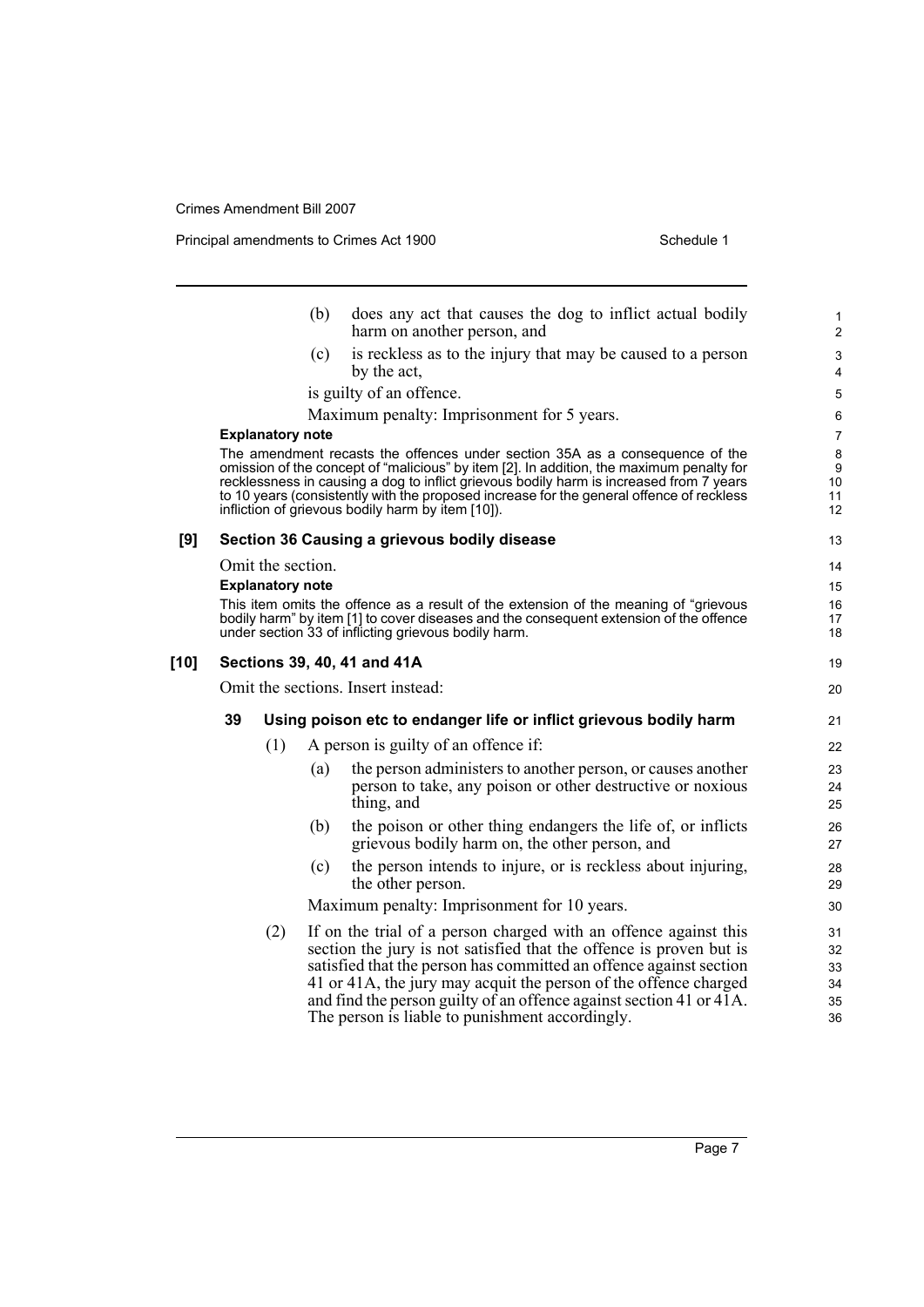(b) does any act that causes the dog to inflict actual bodily harm on another person, and

(c) is reckless as to the injury that may be caused to a person by the act,

is guilty of an offence.

Maximum penalty: Imprisonment for 5 years.

**Explanatory note**

The amendment recasts the offences under section 35A as a consequence of the omission of the concept of "malicious" by item [2]. In addition, the maximum penalty for recklessness in causing a dog to inflict grievous bodily harm is increased from 7 years to 10 years (consistently with the proposed increase for the general offence of reckless infliction of grievous bodily harm by item [10]).

### [9] Section 36 Causing a grievous bodily disease

Omit the section.

**Explanatory note**

This item omits the offence as a result of the extension of the meaning of "grievous bodily harm" by item [1] to cover diseases and the consequent extension of the offence under section 33 of inflicting grievous bodily harm.

### [10] Sections 39, 40, 41 and 41A

Omit the sections. Insert instead:

#### 39 Using poison etc to endanger life or inflict grievous bodily harm

(1) A person is guilty of an offence if:

(a) the person administers to another person, or causes another person to take, any poison or other destructive or noxious thing, and

(b) the poison or other thing endangers the life of, or inflicts grievous bodily harm on, the other person, and

(c) the person intends to injure, or is reckless about injuring, the other person.

Maximum penalty: Imprisonment for 10 years.

(2) If on the trial of a person charged with an offence against this section the jury is not satisfied that the offence is proven but is satisfied that the person has committed an offence against section 41 or 41A, the jury may acquit the person of the offence charged and find the person guilty of an offence against section 41 or 41A. The person is liable to punishment accordingly.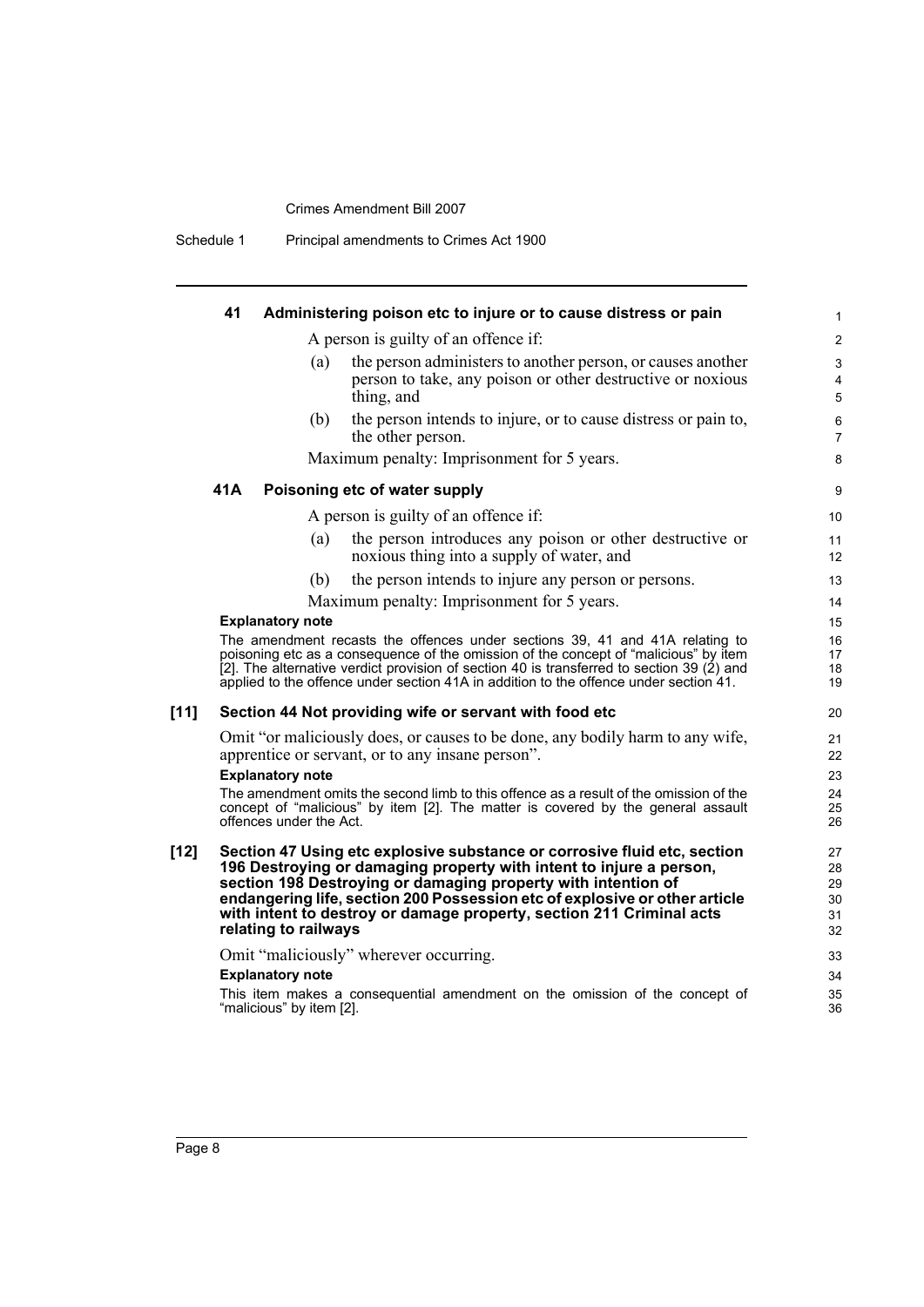### 41 Administering poison etc to injure or to cause distress or pain

A person is guilty of an offence if:

(a) the person administers to another person, or causes another person to take, any poison or other destructive or noxious thing, and

(b) the person intends to injure, or to cause distress or pain to, the other person.

Maximum penalty: Imprisonment for 5 years.

### 41A Poisoning etc of water supply

A person is guilty of an offence if:

(a) the person introduces any poison or other destructive or noxious thing into a supply of water, and

(b) the person intends to injure any person or persons.

Maximum penalty: Imprisonment for 5 years.

**Explanatory note**

The amendment recasts the offences under sections 39, 41 and 41A relating to poisoning etc as a consequence of the omission of the concept of "malicious" by item [2]. The alternative verdict provision of section 40 is transferred to section 39 (2) and applied to the offence under section 41A in addition to the offence under section 41.

## [11] Section 44 Not providing wife or servant with food etc

Omit "or maliciously does, or causes to be done, any bodily harm to any wife, apprentice or servant, or to any insane person".

**Explanatory note**

The amendment omits the second limb to this offence as a result of the omission of the concept of "malicious" by item [2]. The matter is covered by the general assault offences under the Act.

## [12] Section 47 Using etc explosive substance or corrosive fluid etc, section 196 Destroying or damaging property with intent to injure a person, section 198 Destroying or damaging property with intention of endangering life, section 200 Possession etc of explosive or other article with intent to destroy or damage property, section 211 Criminal acts relating to railways

Omit "maliciously" wherever occurring.

**Explanatory note**

This item makes a consequential amendment on the omission of the concept of "malicious" by item [2].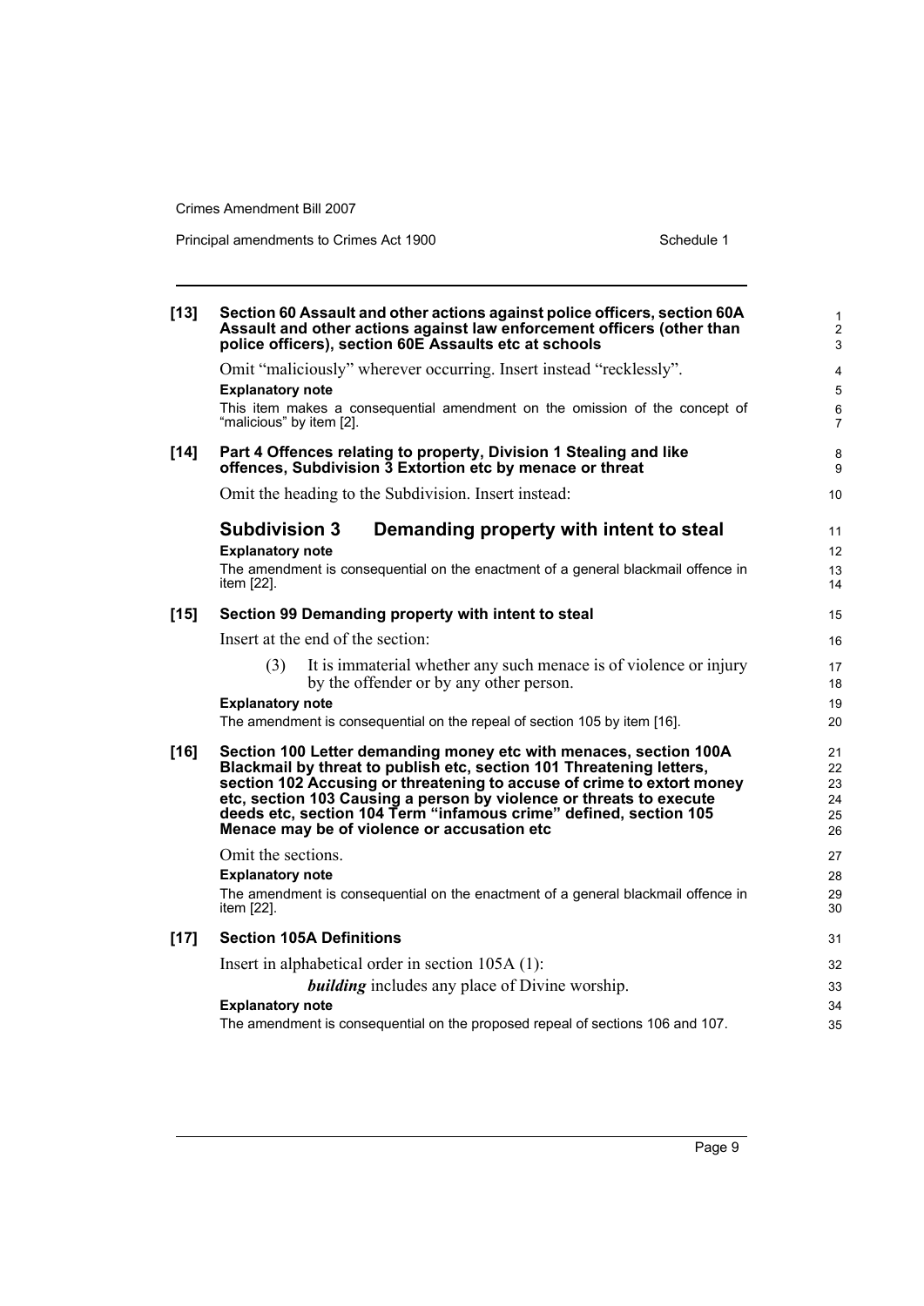**[13] Section 60 Assault and other actions against police officers, section 60A Assault and other actions against law enforcement officers (other than police officers), section 60E Assaults etc at schools**

Omit "maliciously" wherever occurring. Insert instead "recklessly".

**Explanatory note**

This item makes a consequential amendment on the omission of the concept of "malicious" by item [2].

**[14] Part 4 Offences relating to property, Division 1 Stealing and like offences, Subdivision 3 Extortion etc by menace or threat**

Omit the heading to the Subdivision. Insert instead:

## Subdivision 3 Demanding property with intent to steal

**Explanatory note**

The amendment is consequential on the enactment of a general blackmail offence in item [22].

**[15] Section 99 Demanding property with intent to steal**

Insert at the end of the section:

(3) It is immaterial whether any such menace is of violence or injury by the offender or by any other person.

**Explanatory note**

The amendment is consequential on the repeal of section 105 by item [16].

**[16] Section 100 Letter demanding money etc with menaces, section 100A Blackmail by threat to publish etc, section 101 Threatening letters, section 102 Accusing or threatening to accuse of crime to extort money etc, section 103 Causing a person by violence or threats to execute deeds etc, section 104 Term "infamous crime" defined, section 105 Menace may be of violence or accusation etc**

Omit the sections.

**Explanatory note**

The amendment is consequential on the enactment of a general blackmail offence in item [22].

**[17] Section 105A Definitions**

Insert in alphabetical order in section 105A (1):

***building*** includes any place of Divine worship.

**Explanatory note**

The amendment is consequential on the proposed repeal of sections 106 and 107.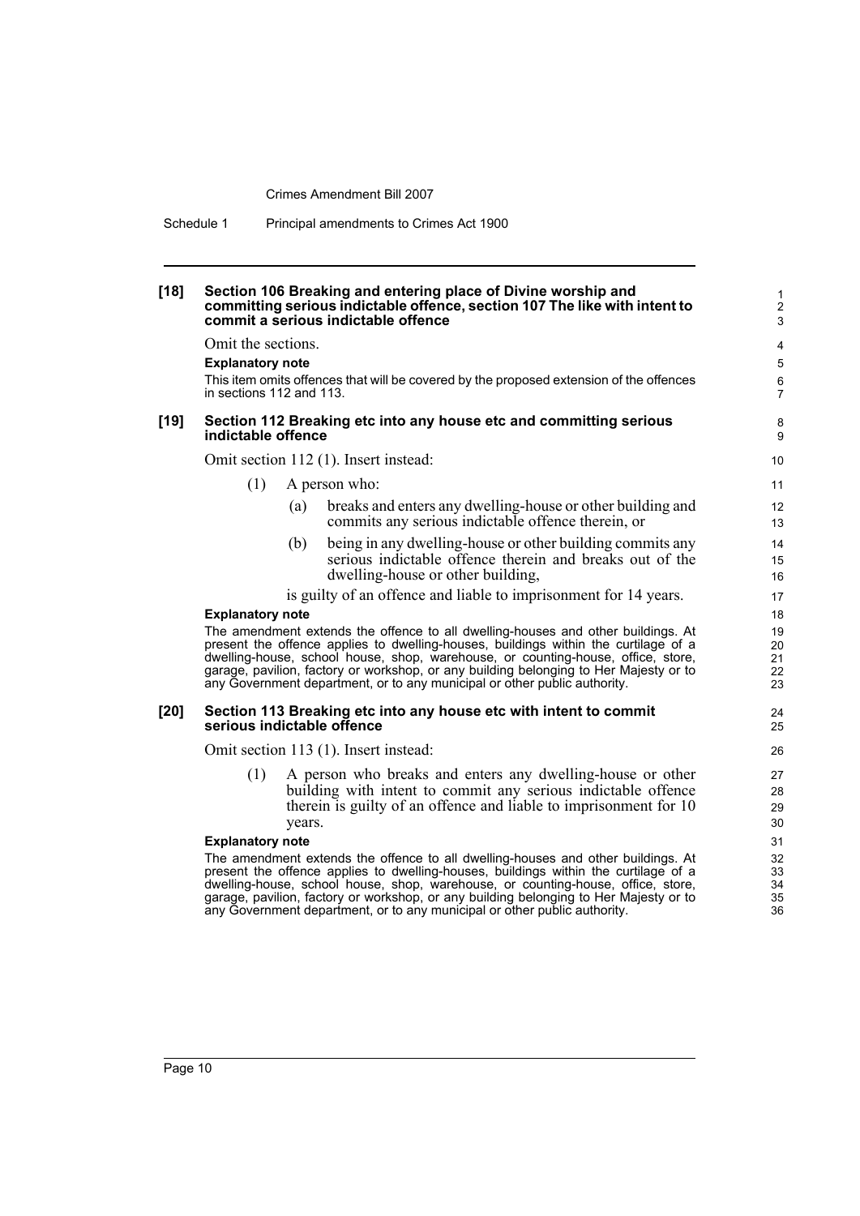**[18] Section 106 Breaking and entering place of Divine worship and committing serious indictable offence, section 107 The like with intent to commit a serious indictable offence**

Omit the sections.

**Explanatory note**

This item omits offences that will be covered by the proposed extension of the offences in sections 112 and 113.

**[19] Section 112 Breaking etc into any house etc and committing serious indictable offence**

Omit section 112 (1). Insert instead:

(1) A person who:

(a) breaks and enters any dwelling-house or other building and commits any serious indictable offence therein, or

(b) being in any dwelling-house or other building commits any serious indictable offence therein and breaks out of the dwelling-house or other building,

is guilty of an offence and liable to imprisonment for 14 years.

**Explanatory note**

The amendment extends the offence to all dwelling-houses and other buildings. At present the offence applies to dwelling-houses, buildings within the curtilage of a dwelling-house, school house, shop, warehouse, or counting-house, office, store, garage, pavilion, factory or workshop, or any building belonging to Her Majesty or to any Government department, or to any municipal or other public authority.

**[20] Section 113 Breaking etc into any house etc with intent to commit serious indictable offence**

Omit section 113 (1). Insert instead:

(1) A person who breaks and enters any dwelling-house or other building with intent to commit any serious indictable offence therein is guilty of an offence and liable to imprisonment for 10 years.

**Explanatory note**

The amendment extends the offence to all dwelling-houses and other buildings. At present the offence applies to dwelling-houses, buildings within the curtilage of a dwelling-house, school house, shop, warehouse, or counting-house, office, store, garage, pavilion, factory or workshop, or any building belonging to Her Majesty or to any Government department, or to any municipal or other public authority.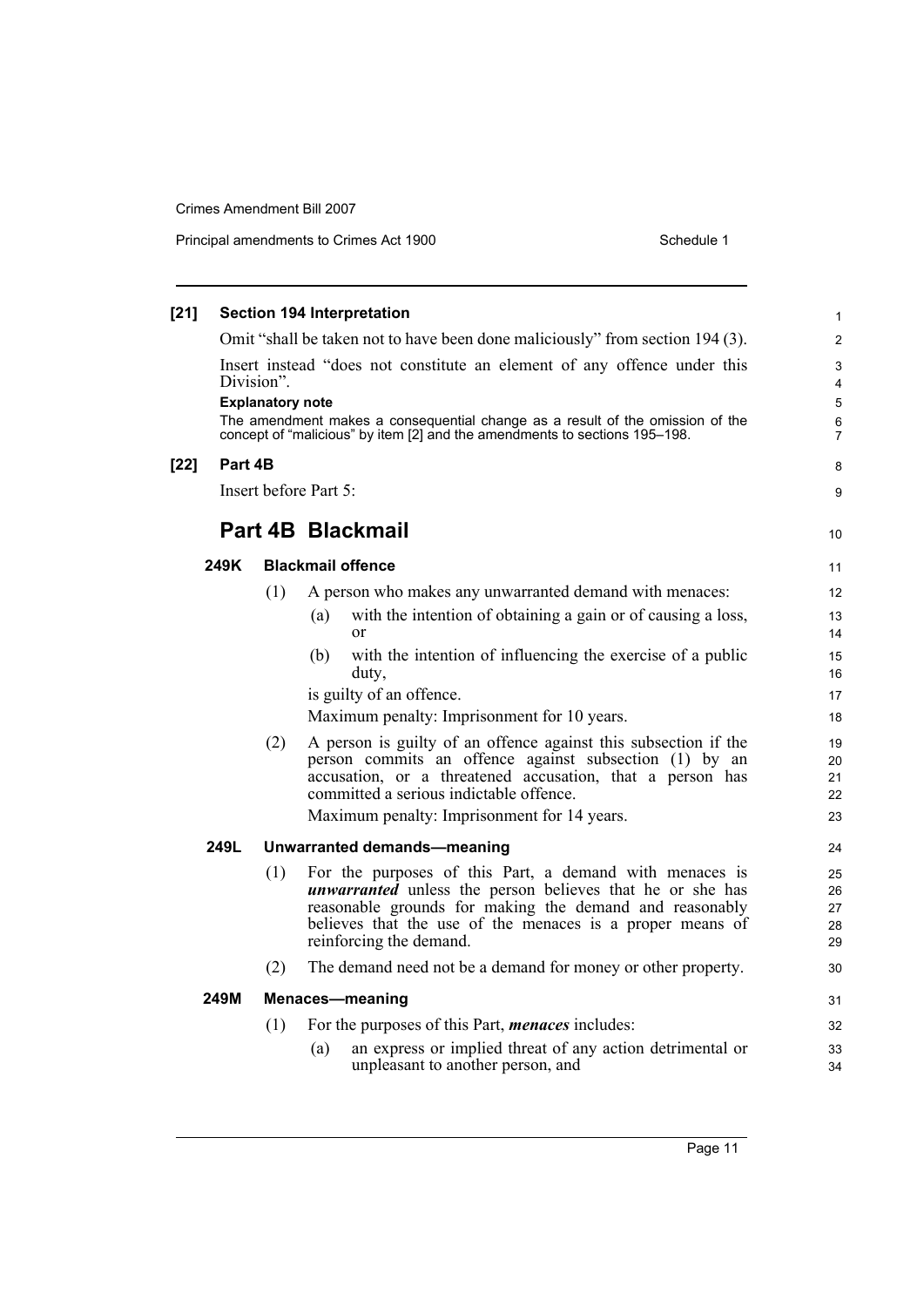**[21] Section 194 Interpretation**

Omit "shall be taken not to have been done maliciously" from section 194 (3).

Insert instead "does not constitute an element of any offence under this Division".

**Explanatory note**

The amendment makes a consequential change as a result of the omission of the concept of "malicious" by item [2] and the amendments to sections 195–198.

**[22] Part 4B**

Insert before Part 5:

# Part 4B Blackmail

### 249K Blackmail offence

(1) A person who makes any unwarranted demand with menaces:

(a) with the intention of obtaining a gain or of causing a loss, or

(b) with the intention of influencing the exercise of a public duty,

is guilty of an offence.

Maximum penalty: Imprisonment for 10 years.

(2) A person is guilty of an offence against this subsection if the person commits an offence against subsection (1) by an accusation, or a threatened accusation, that a person has committed a serious indictable offence.

Maximum penalty: Imprisonment for 14 years.

### 249L Unwarranted demands—meaning

(1) For the purposes of this Part, a demand with menaces is ***unwarranted*** unless the person believes that he or she has reasonable grounds for making the demand and reasonably believes that the use of the menaces is a proper means of reinforcing the demand.

(2) The demand need not be a demand for money or other property.

### 249M Menaces—meaning

(1) For the purposes of this Part, ***menaces*** includes:

(a) an express or implied threat of any action detrimental or unpleasant to another person, and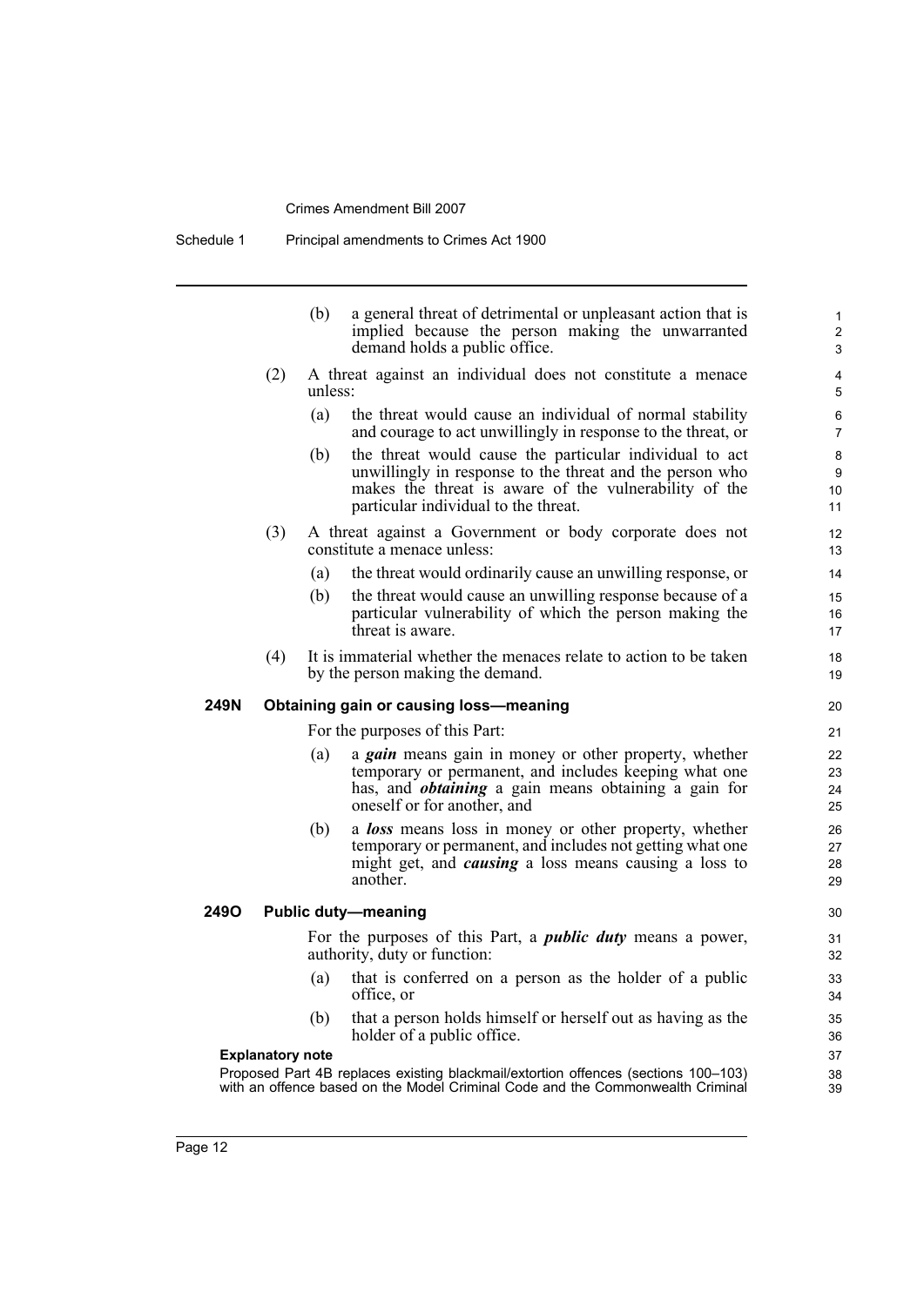(b) a general threat of detrimental or unpleasant action that is implied because the person making the unwarranted demand holds a public office.

(2) A threat against an individual does not constitute a menace unless:

(a) the threat would cause an individual of normal stability and courage to act unwillingly in response to the threat, or

(b) the threat would cause the particular individual to act unwillingly in response to the threat and the person who makes the threat is aware of the vulnerability of the particular individual to the threat.

(3) A threat against a Government or body corporate does not constitute a menace unless:

(a) the threat would ordinarily cause an unwilling response, or

(b) the threat would cause an unwilling response because of a particular vulnerability of which the person making the threat is aware.

(4) It is immaterial whether the menaces relate to action to be taken by the person making the demand.

### 249N Obtaining gain or causing loss—meaning

For the purposes of this Part:

(a) a ***gain*** means gain in money or other property, whether temporary or permanent, and includes keeping what one has, and ***obtaining*** a gain means obtaining a gain for oneself or for another, and

(b) a ***loss*** means loss in money or other property, whether temporary or permanent, and includes not getting what one might get, and ***causing*** a loss means causing a loss to another.

### 249O Public duty—meaning

For the purposes of this Part, a ***public duty*** means a power, authority, duty or function:

(a) that is conferred on a person as the holder of a public office, or

(b) that a person holds himself or herself out as having as the holder of a public office.

**Explanatory note**

Proposed Part 4B replaces existing blackmail/extortion offences (sections 100–103) with an offence based on the Model Criminal Code and the Commonwealth Criminal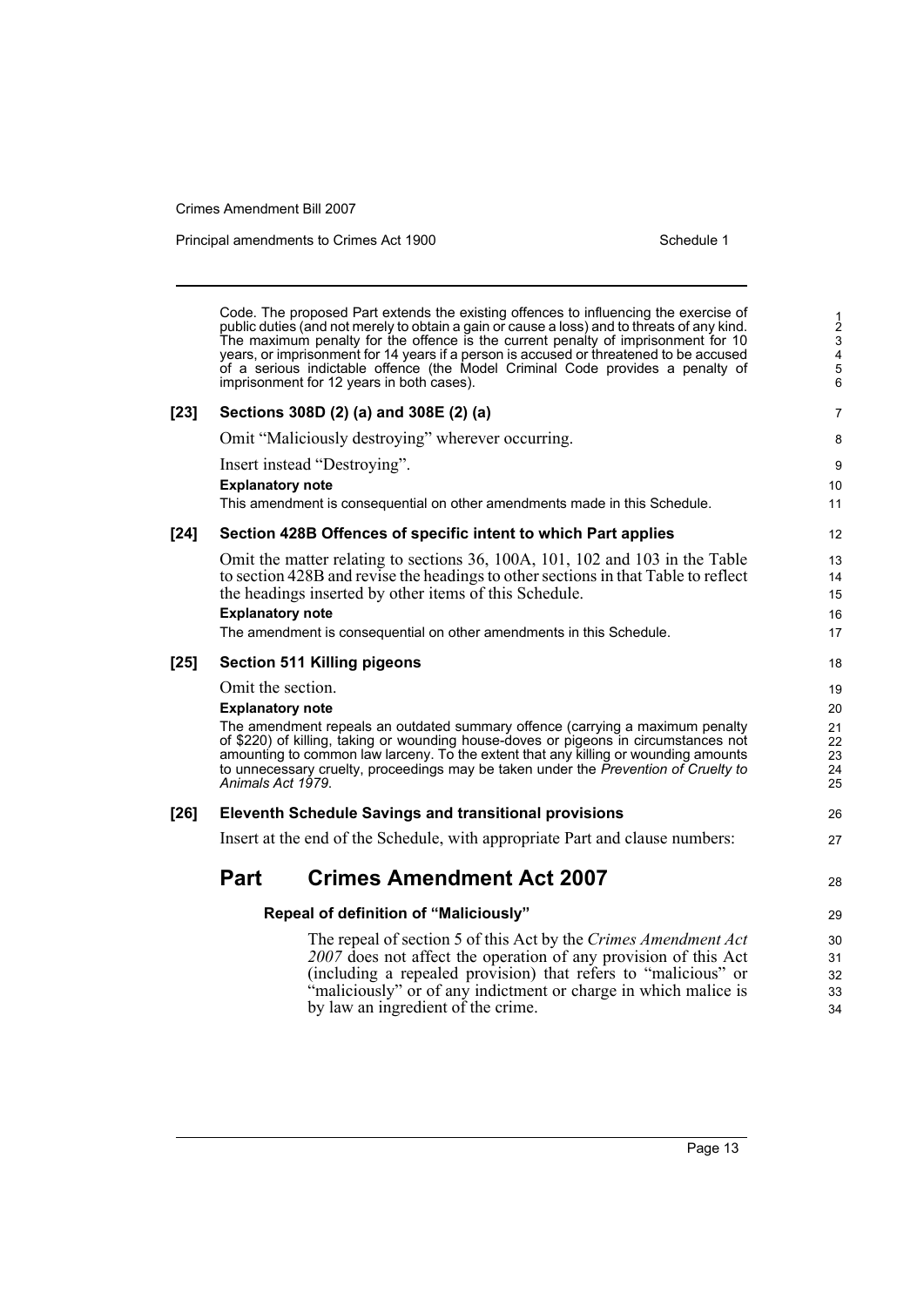Code. The proposed Part extends the existing offences to influencing the exercise of public duties (and not merely to obtain a gain or cause a loss) and to threats of any kind. The maximum penalty for the offence is the current penalty of imprisonment for 10 years, or imprisonment for 14 years if a person is accused or threatened to be accused of a serious indictable offence (the Model Criminal Code provides a penalty of imprisonment for 12 years in both cases).

**[23] Sections 308D (2) (a) and 308E (2) (a)**

Omit "Maliciously destroying" wherever occurring.

Insert instead "Destroying".

**Explanatory note**

This amendment is consequential on other amendments made in this Schedule.

**[24] Section 428B Offences of specific intent to which Part applies**

Omit the matter relating to sections 36, 100A, 101, 102 and 103 in the Table to section 428B and revise the headings to other sections in that Table to reflect the headings inserted by other items of this Schedule.

**Explanatory note**

The amendment is consequential on other amendments in this Schedule.

**[25] Section 511 Killing pigeons**

Omit the section.

**Explanatory note**

The amendment repeals an outdated summary offence (carrying a maximum penalty of $220) of killing, taking or wounding house-doves or pigeons in circumstances not amounting to common law larceny. To the extent that any killing or wounding amounts to unnecessary cruelty, proceedings may be taken under the *Prevention of Cruelty to Animals Act 1979*.

**[26] Eleventh Schedule Savings and transitional provisions**

Insert at the end of the Schedule, with appropriate Part and clause numbers:

## Part Crimes Amendment Act 2007

**Repeal of definition of "Maliciously"**

The repeal of section 5 of this Act by the *Crimes Amendment Act 2007* does not affect the operation of any provision of this Act (including a repealed provision) that refers to "malicious" or "maliciously" or of any indictment or charge in which malice is by law an ingredient of the crime.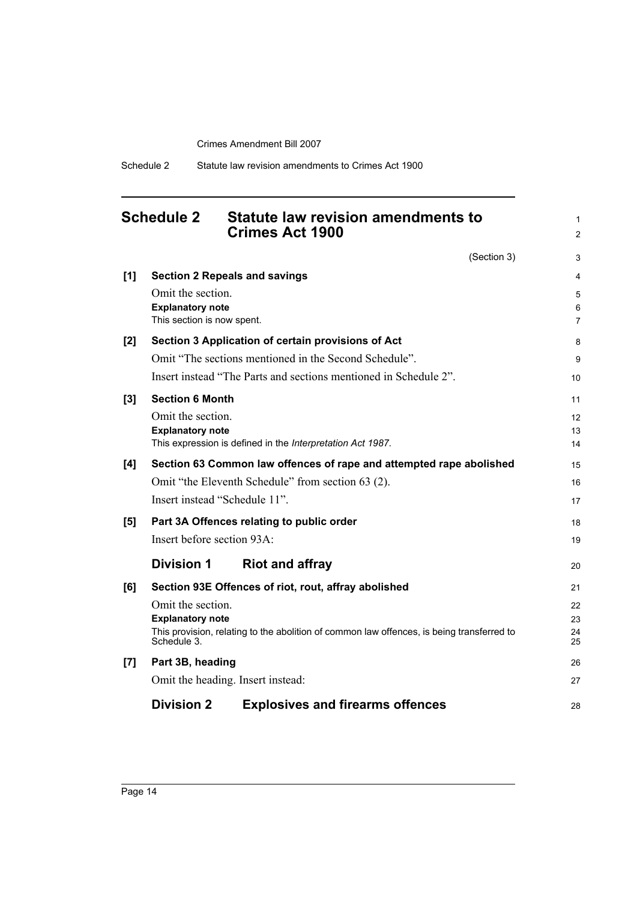## Schedule 2 Statute law revision amendments to Crimes Act 1900

(Section 3)

**[1] Section 2 Repeals and savings**

Omit the section.

**Explanatory note**

This section is now spent.

**[2] Section 3 Application of certain provisions of Act**

Omit "The sections mentioned in the Second Schedule".

Insert instead "The Parts and sections mentioned in Schedule 2".

**[3] Section 6 Month**

Omit the section.

**Explanatory note**

This expression is defined in the *Interpretation Act 1987*.

**[4] Section 63 Common law offences of rape and attempted rape abolished**

Omit "the Eleventh Schedule" from section 63 (2).

Insert instead "Schedule 11".

**[5] Part 3A Offences relating to public order**

Insert before section 93A:

### Division 1 Riot and affray

**[6] Section 93E Offences of riot, rout, affray abolished**

Omit the section.

**Explanatory note**

This provision, relating to the abolition of common law offences, is being transferred to Schedule 3.

**[7] Part 3B, heading**

Omit the heading. Insert instead:

### Division 2 Explosives and firearms offences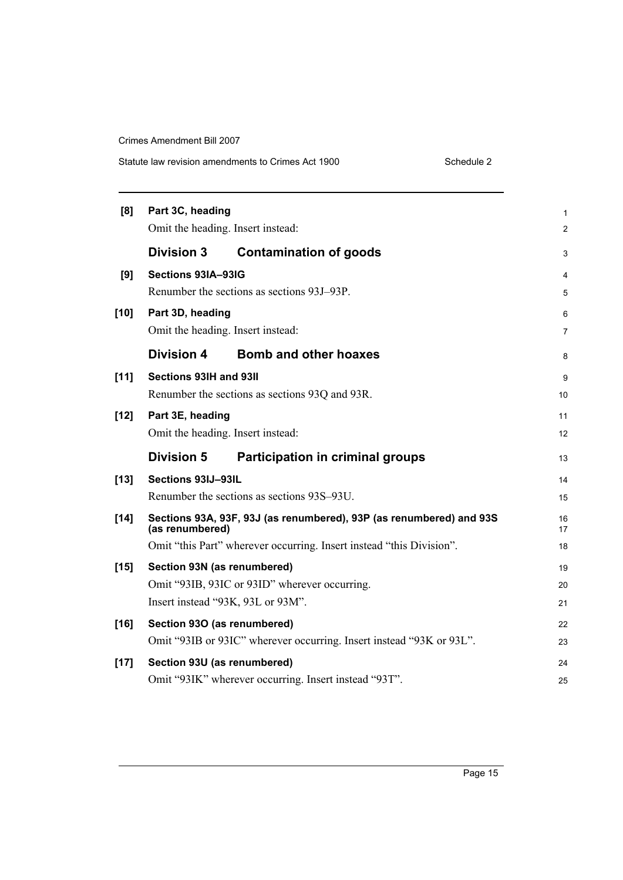**[8] Part 3C, heading**

Omit the heading. Insert instead:

### Division 3 Contamination of goods

**[9] Sections 93IA–93IG**

Renumber the sections as sections 93J–93P.

**[10] Part 3D, heading**

Omit the heading. Insert instead:

### Division 4 Bomb and other hoaxes

**[11] Sections 93IH and 93II**

Renumber the sections as sections 93Q and 93R.

**[12] Part 3E, heading**

Omit the heading. Insert instead:

### Division 5 Participation in criminal groups

**[13] Sections 93IJ–93IL**

Renumber the sections as sections 93S–93U.

**[14] Sections 93A, 93F, 93J (as renumbered), 93P (as renumbered) and 93S (as renumbered)**

Omit "this Part" wherever occurring. Insert instead "this Division".

**[15] Section 93N (as renumbered)**

Omit "93IB, 93IC or 93ID" wherever occurring.

Insert instead "93K, 93L or 93M".

**[16] Section 93O (as renumbered)**

Omit "93IB or 93IC" wherever occurring. Insert instead "93K or 93L".

**[17] Section 93U (as renumbered)**

Omit "93IK" wherever occurring. Insert instead "93T".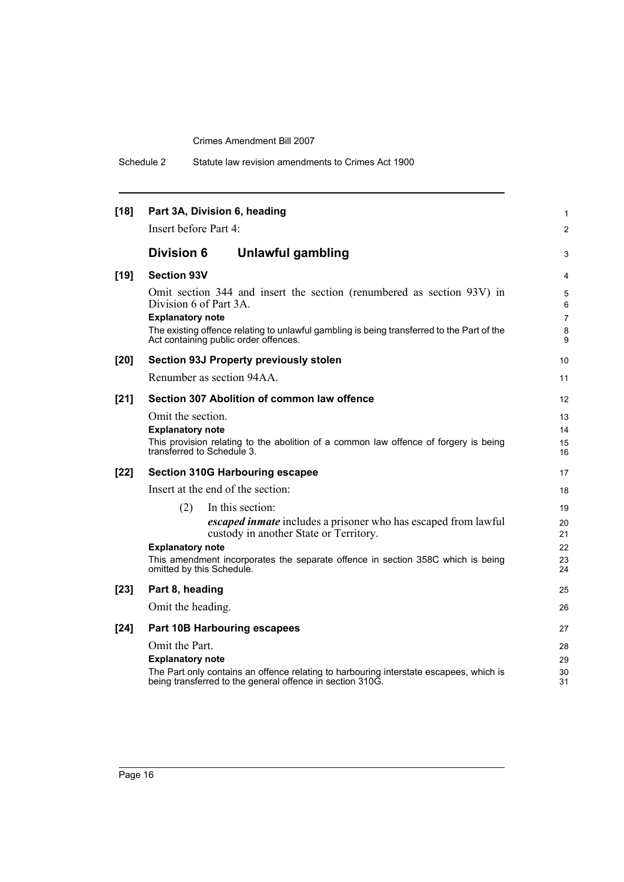**[18] Part 3A, Division 6, heading**

Insert before Part 4:

## Division 6 Unlawful gambling

**[19] Section 93V**

Omit section 344 and insert the section (renumbered as section 93V) in Division 6 of Part 3A.

**Explanatory note**

The existing offence relating to unlawful gambling is being transferred to the Part of the Act containing public order offences.

**[20] Section 93J Property previously stolen**

Renumber as section 94AA.

**[21] Section 307 Abolition of common law offence**

Omit the section.

**Explanatory note**

This provision relating to the abolition of a common law offence of forgery is being transferred to Schedule 3.

**[22] Section 310G Harbouring escapee**

Insert at the end of the section:

(2) In this section:

***escaped inmate*** includes a prisoner who has escaped from lawful custody in another State or Territory.

**Explanatory note**

This amendment incorporates the separate offence in section 358C which is being omitted by this Schedule.

**[23] Part 8, heading**

Omit the heading.

**[24] Part 10B Harbouring escapees**

Omit the Part.

**Explanatory note**

The Part only contains an offence relating to harbouring interstate escapees, which is being transferred to the general offence in section 310G.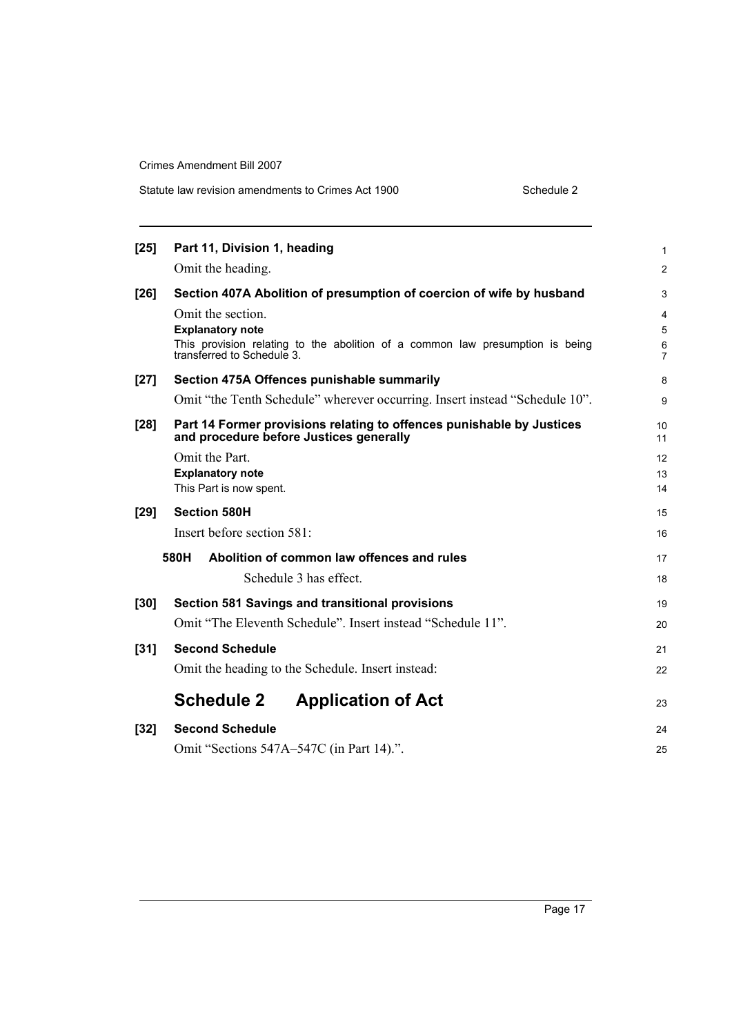**[25] Part 11, Division 1, heading**

Omit the heading.

**[26] Section 407A Abolition of presumption of coercion of wife by husband**

Omit the section.

**Explanatory note**

This provision relating to the abolition of a common law presumption is being transferred to Schedule 3.

**[27] Section 475A Offences punishable summarily**

Omit "the Tenth Schedule" wherever occurring. Insert instead "Schedule 10".

**[28] Part 14 Former provisions relating to offences punishable by Justices and procedure before Justices generally**

Omit the Part.

**Explanatory note**

This Part is now spent.

**[29] Section 580H**

Insert before section 581:

**580H Abolition of common law offences and rules**

Schedule 3 has effect.

**[30] Section 581 Savings and transitional provisions**

Omit "The Eleventh Schedule". Insert instead "Schedule 11".

**[31] Second Schedule**

Omit the heading to the Schedule. Insert instead:

## Schedule 2 Application of Act

**[32] Second Schedule**

Omit "Sections 547A–547C (in Part 14).".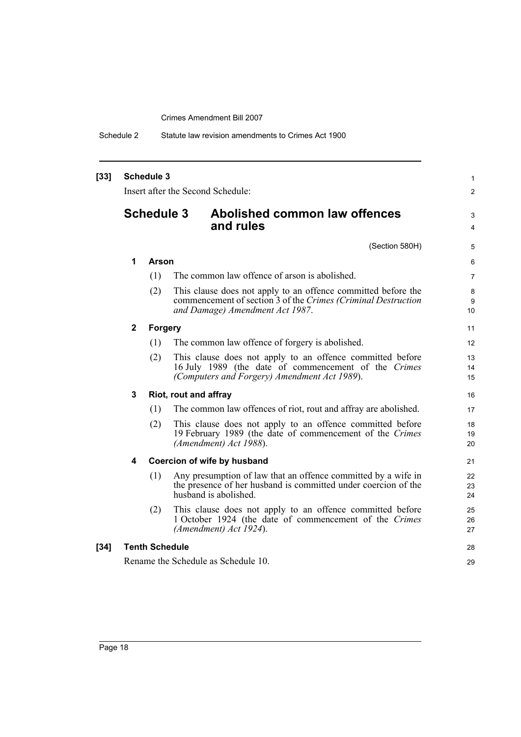**[33] Schedule 3**

Insert after the Second Schedule:

## Schedule 3 Abolished common law offences and rules

(Section 580H)

**1 Arson**

(1) The common law offence of arson is abolished.

(2) This clause does not apply to an offence committed before the commencement of section 3 of the *Crimes (Criminal Destruction and Damage) Amendment Act 1987*.

**2 Forgery**

(1) The common law offence of forgery is abolished.

(2) This clause does not apply to an offence committed before 16 July 1989 (the date of commencement of the *Crimes (Computers and Forgery) Amendment Act 1989*).

**3 Riot, rout and affray**

(1) The common law offences of riot, rout and affray are abolished.

(2) This clause does not apply to an offence committed before 19 February 1989 (the date of commencement of the *Crimes (Amendment) Act 1988*).

**4 Coercion of wife by husband**

(1) Any presumption of law that an offence committed by a wife in the presence of her husband is committed under coercion of the husband is abolished.

(2) This clause does not apply to an offence committed before 1 October 1924 (the date of commencement of the *Crimes (Amendment) Act 1924*).

**[34] Tenth Schedule**

Rename the Schedule as Schedule 10.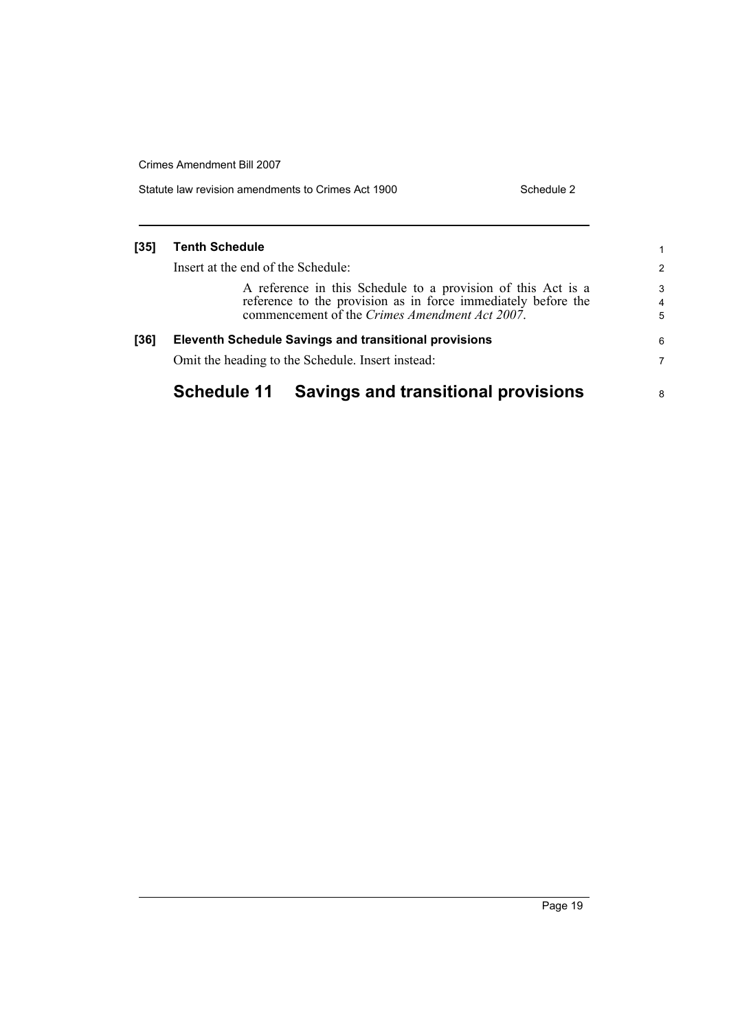**[35] Tenth Schedule**

Insert at the end of the Schedule:

> A reference in this Schedule to a provision of this Act is a reference to the provision as in force immediately before the commencement of the *Crimes Amendment Act 2007*.

**[36] Eleventh Schedule Savings and transitional provisions**

Omit the heading to the Schedule. Insert instead:

## Schedule 11 Savings and transitional provisions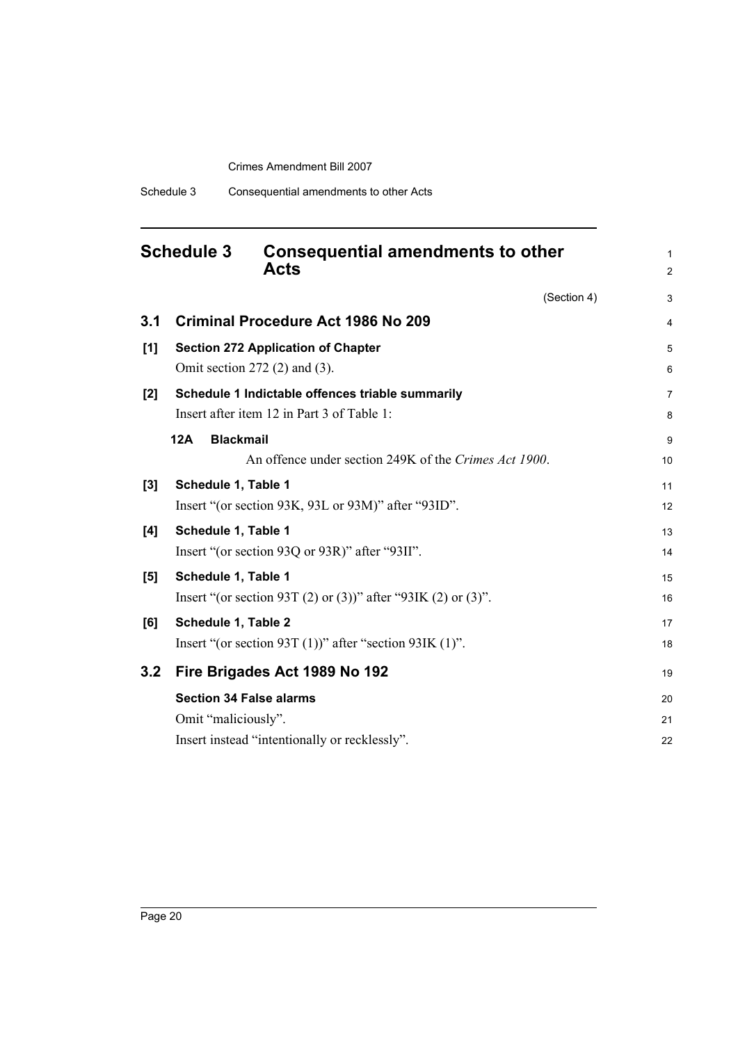# Schedule 3 Consequential amendments to other Acts

(Section 4)

## 3.1 Criminal Procedure Act 1986 No 209

**[1] Section 272 Application of Chapter**

Omit section 272 (2) and (3).

**[2] Schedule 1 Indictable offences triable summarily**

Insert after item 12 in Part 3 of Table 1:

**12A Blackmail**

An offence under section 249K of the *Crimes Act 1900*.

**[3] Schedule 1, Table 1**

Insert "(or section 93K, 93L or 93M)" after "93ID".

**[4] Schedule 1, Table 1**

Insert "(or section 93Q or 93R)" after "93II".

**[5] Schedule 1, Table 1**

Insert "(or section 93T (2) or (3))" after "93IK (2) or (3)".

**[6] Schedule 1, Table 2**

Insert "(or section 93T (1))" after "section 93IK (1)".

## 3.2 Fire Brigades Act 1989 No 192

**Section 34 False alarms**

Omit "maliciously".

Insert instead "intentionally or recklessly".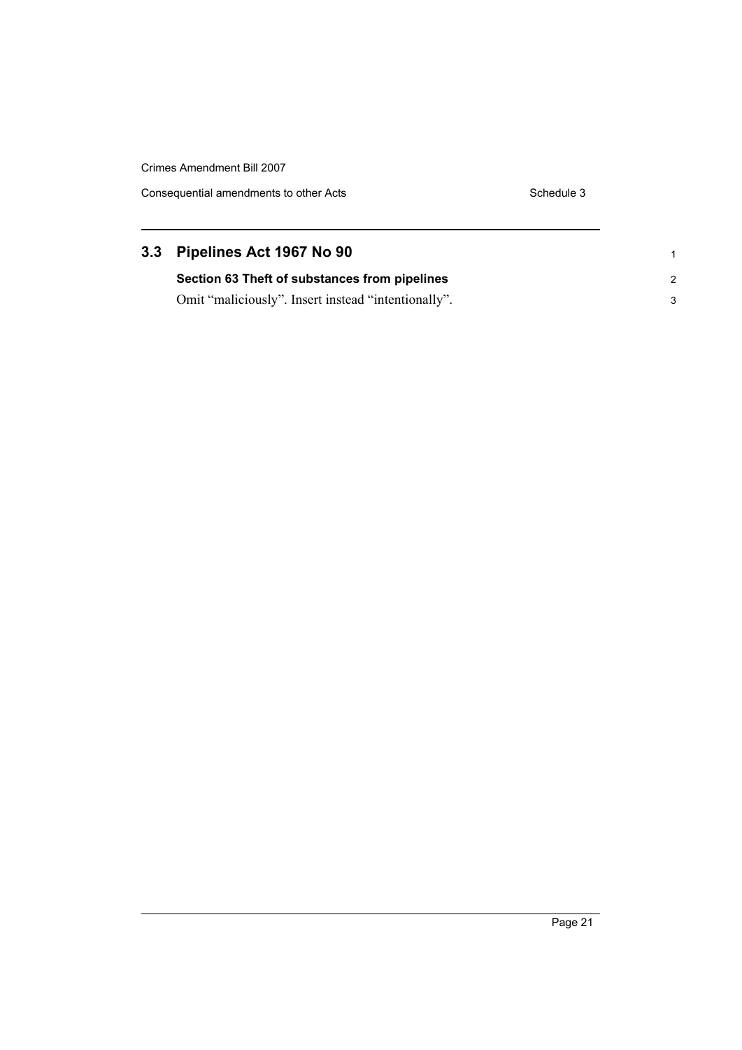## 3.3 Pipelines Act 1967 No 90

**Section 63 Theft of substances from pipelines**

Omit "maliciously". Insert instead "intentionally".